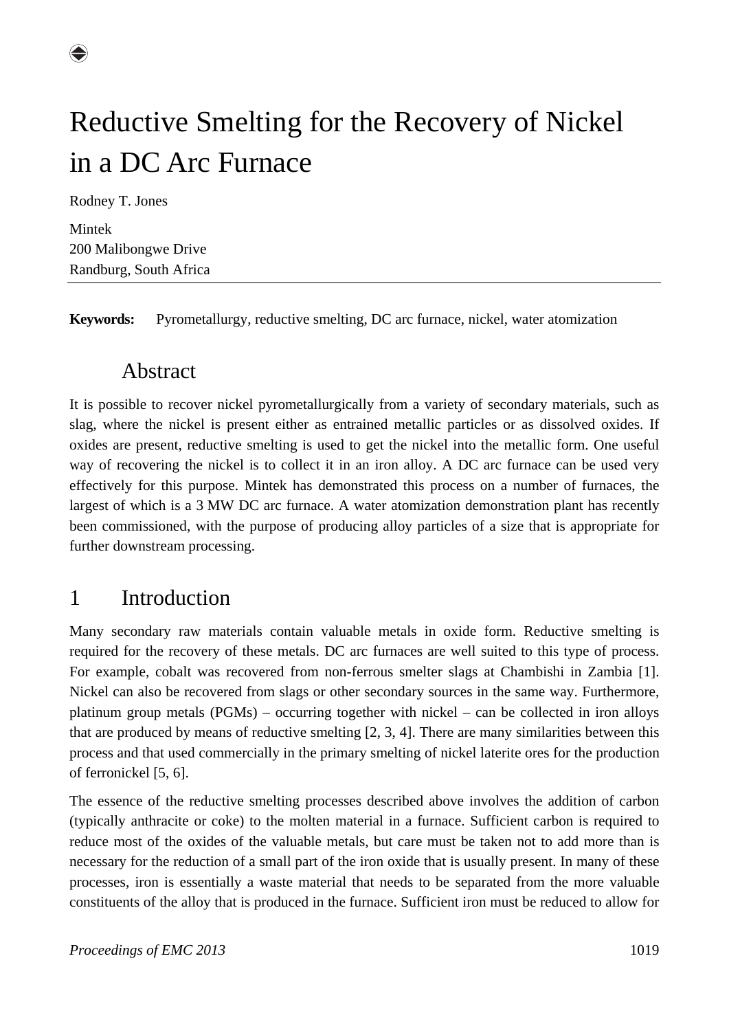# Reductive Smelting for the Recovery of Nickel in a DC Arc Furnace

Rodney T. Jones

Mintek
200 Malibongwe Drive
Randburg, South Africa

**Keywords:** Pyrometallurgy, reductive smelting, DC arc furnace, nickel, water atomization

## Abstract

It is possible to recover nickel pyrometallurgically from a variety of secondary materials, such as slag, where the nickel is present either as entrained metallic particles or as dissolved oxides. If oxides are present, reductive smelting is used to get the nickel into the metallic form. One useful way of recovering the nickel is to collect it in an iron alloy. A DC arc furnace can be used very effectively for this purpose. Mintek has demonstrated this process on a number of furnaces, the largest of which is a 3 MW DC arc furnace. A water atomization demonstration plant has recently been commissioned, with the purpose of producing alloy particles of a size that is appropriate for further downstream processing.

## 1 Introduction

Many secondary raw materials contain valuable metals in oxide form. Reductive smelting is required for the recovery of these metals. DC arc furnaces are well suited to this type of process. For example, cobalt was recovered from non-ferrous smelter slags at Chambishi in Zambia [1]. Nickel can also be recovered from slags or other secondary sources in the same way. Furthermore, platinum group metals (PGMs) – occurring together with nickel – can be collected in iron alloys that are produced by means of reductive smelting [2, 3, 4]. There are many similarities between this process and that used commercially in the primary smelting of nickel laterite ores for the production of ferronickel [5, 6].

The essence of the reductive smelting processes described above involves the addition of carbon (typically anthracite or coke) to the molten material in a furnace. Sufficient carbon is required to reduce most of the oxides of the valuable metals, but care must be taken not to add more than is necessary for the reduction of a small part of the iron oxide that is usually present. In many of these processes, iron is essentially a waste material that needs to be separated from the more valuable constituents of the alloy that is produced in the furnace. Sufficient iron must be reduced to allow for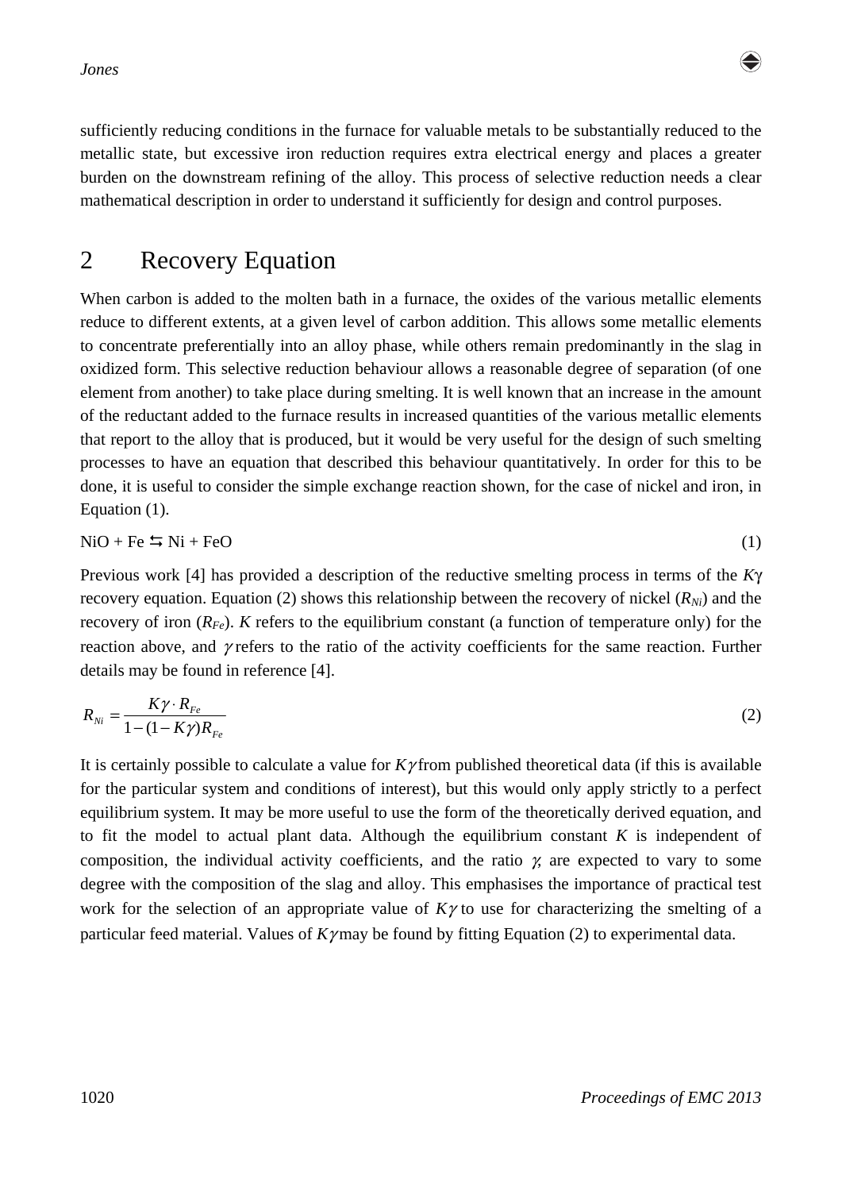sufficiently reducing conditions in the furnace for valuable metals to be substantially reduced to the metallic state, but excessive iron reduction requires extra electrical energy and places a greater burden on the downstream refining of the alloy. This process of selective reduction needs a clear mathematical description in order to understand it sufficiently for design and control purposes.

## 2 Recovery Equation

When carbon is added to the molten bath in a furnace, the oxides of the various metallic elements reduce to different extents, at a given level of carbon addition. This allows some metallic elements to concentrate preferentially into an alloy phase, while others remain predominantly in the slag in oxidized form. This selective reduction behaviour allows a reasonable degree of separation (of one element from another) to take place during smelting. It is well known that an increase in the amount of the reductant added to the furnace results in increased quantities of the various metallic elements that report to the alloy that is produced, but it would be very useful for the design of such smelting processes to have an equation that described this behaviour quantitatively. In order for this to be done, it is useful to consider the simple exchange reaction shown, for the case of nickel and iron, in Equation (1).

$$\mathrm{NiO + Fe \leftrightarrows Ni + FeO} \tag{1}$$

Previous work [4] has provided a description of the reductive smelting process in terms of the $K\gamma$ recovery equation. Equation (2) shows this relationship between the recovery of nickel ($R_{Ni}$) and the recovery of iron ($R_{Fe}$). $K$ refers to the equilibrium constant (a function of temperature only) for the reaction above, and $\gamma$ refers to the ratio of the activity coefficients for the same reaction. Further details may be found in reference [4].

$$R_{Ni} = \frac{K\gamma \cdot R_{Fe}}{1-(1-K\gamma)R_{Fe}} \tag{2}$$

It is certainly possible to calculate a value for $K\gamma$ from published theoretical data (if this is available for the particular system and conditions of interest), but this would only apply strictly to a perfect equilibrium system. It may be more useful to use the form of the theoretically derived equation, and to fit the model to actual plant data. Although the equilibrium constant $K$ is independent of composition, the individual activity coefficients, and the ratio $\gamma$, are expected to vary to some degree with the composition of the slag and alloy. This emphasises the importance of practical test work for the selection of an appropriate value of $K\gamma$ to use for characterizing the smelting of a particular feed material. Values of $K\gamma$ may be found by fitting Equation (2) to experimental data.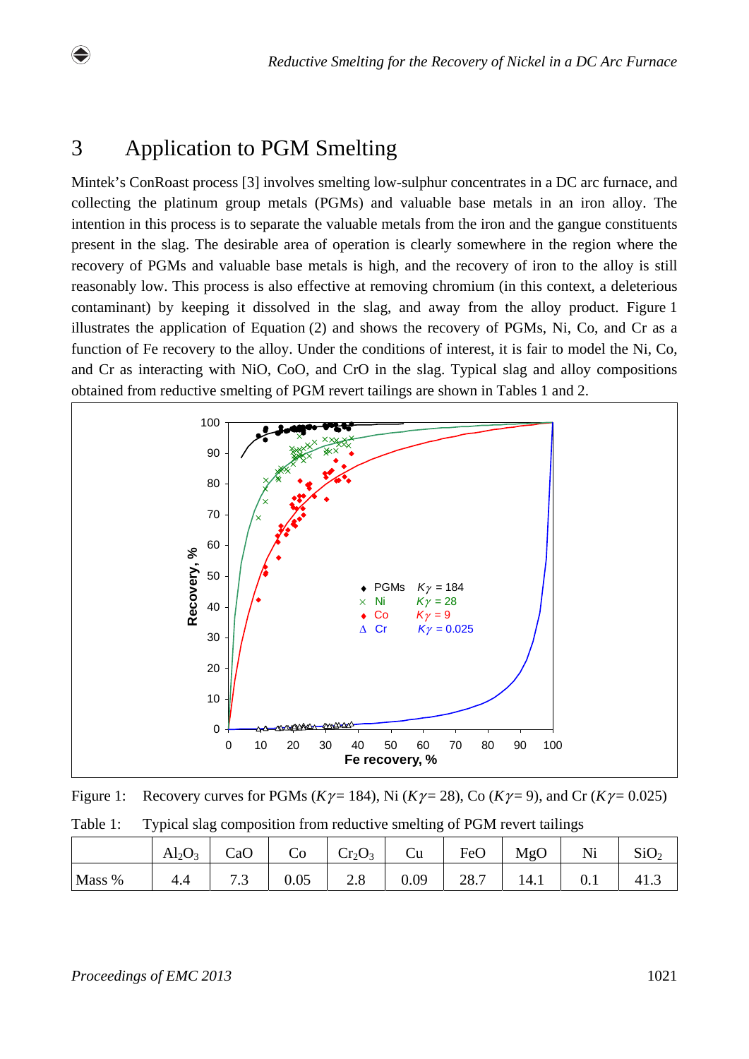## 3 Application to PGM Smelting

Mintek's ConRoast process [3] involves smelting low-sulphur concentrates in a DC arc furnace, and collecting the platinum group metals (PGMs) and valuable base metals in an iron alloy. The intention in this process is to separate the valuable metals from the iron and the gangue constituents present in the slag. The desirable area of operation is clearly somewhere in the region where the recovery of PGMs and valuable base metals is high, and the recovery of iron to the alloy is still reasonably low. This process is also effective at removing chromium (in this context, a deleterious contaminant) by keeping it dissolved in the slag, and away from the alloy product. Figure 1 illustrates the application of Equation (2) and shows the recovery of PGMs, Ni, Co, and Cr as a function of Fe recovery to the alloy. Under the conditions of interest, it is fair to model the Ni, Co, and Cr as interacting with NiO, CoO, and CrO in the slag. Typical slag and alloy compositions obtained from reductive smelting of PGM revert tailings are shown in Tables 1 and 2.

Figure 1: Recovery curves for PGMs ($K\gamma$= 184), Ni ($K\gamma$= 28), Co ($K\gamma$= 9), and Cr ($K\gamma$= 0.025)

Table 1: Typical slag composition from reductive smelting of PGM revert tailings

| | $Al_2O_3$ | CaO | Co | $Cr_2O_3$ | Cu | FeO | MgO | Ni | $SiO_2$ |
|---|---|---|---|---|---|---|---|---|---|
| Mass % | 4.4 | 7.3 | 0.05 | 2.8 | 0.09 | 28.7 | 14.1 | 0.1 | 41.3 |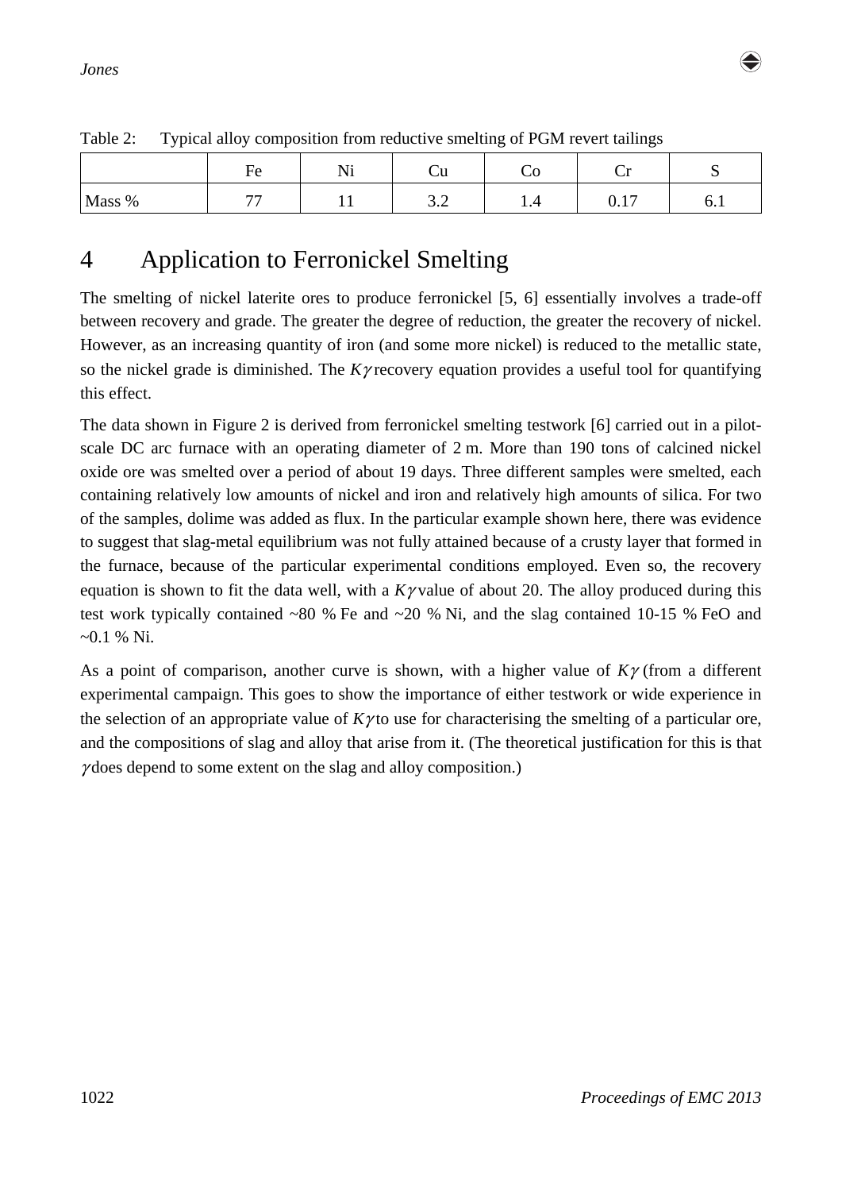Table 2: Typical alloy composition from reductive smelting of PGM revert tailings

| | Fe | Ni | Cu | Co | Cr | S |
|---|---|---|---|---|---|---|
| Mass % | 77 | 11 | 3.2 | 1.4 | 0.17 | 6.1 |

# 4 Application to Ferronickel Smelting

The smelting of nickel laterite ores to produce ferronickel [5, 6] essentially involves a trade-off between recovery and grade. The greater the degree of reduction, the greater the recovery of nickel. However, as an increasing quantity of iron (and some more nickel) is reduced to the metallic state, so the nickel grade is diminished. The $K\gamma$ recovery equation provides a useful tool for quantifying this effect.

The data shown in Figure 2 is derived from ferronickel smelting testwork [6] carried out in a pilot-scale DC arc furnace with an operating diameter of 2 m. More than 190 tons of calcined nickel oxide ore was smelted over a period of about 19 days. Three different samples were smelted, each containing relatively low amounts of nickel and iron and relatively high amounts of silica. For two of the samples, dolime was added as flux. In the particular example shown here, there was evidence to suggest that slag-metal equilibrium was not fully attained because of a crusty layer that formed in the furnace, because of the particular experimental conditions employed. Even so, the recovery equation is shown to fit the data well, with a $K\gamma$ value of about 20. The alloy produced during this test work typically contained ~80 % Fe and ~20 % Ni, and the slag contained 10-15 % FeO and ~0.1 % Ni.

As a point of comparison, another curve is shown, with a higher value of $K\gamma$ (from a different experimental campaign. This goes to show the importance of either testwork or wide experience in the selection of an appropriate value of $K\gamma$ to use for characterising the smelting of a particular ore, and the compositions of slag and alloy that arise from it. (The theoretical justification for this is that $\gamma$ does depend to some extent on the slag and alloy composition.)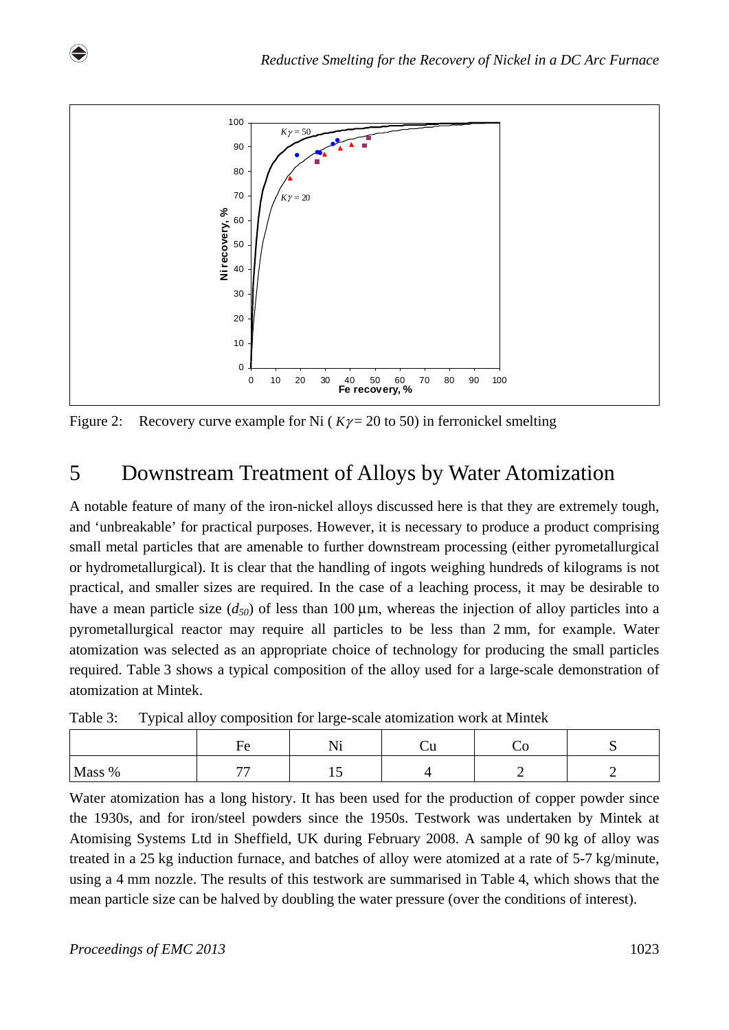Figure 2: Recovery curve example for Ni ( $K\gamma$ = 20 to 50) in ferronickel smelting

## 5 Downstream Treatment of Alloys by Water Atomization

A notable feature of many of the iron-nickel alloys discussed here is that they are extremely tough, and 'unbreakable' for practical purposes. However, it is necessary to produce a product comprising small metal particles that are amenable to further downstream processing (either pyrometallurgical or hydrometallurgical). It is clear that the handling of ingots weighing hundreds of kilograms is not practical, and smaller sizes are required. In the case of a leaching process, it may be desirable to have a mean particle size ($d_{50}$) of less than 100 µm, whereas the injection of alloy particles into a pyrometallurgical reactor may require all particles to be less than 2 mm, for example. Water atomization was selected as an appropriate choice of technology for producing the small particles required. Table 3 shows a typical composition of the alloy used for a large-scale demonstration of atomization at Mintek.

Table 3: Typical alloy composition for large-scale atomization work at Mintek

| | Fe | Ni | Cu | Co | S |
|---|---|---|---|---|---|
| Mass % | 77 | 15 | 4 | 2 | 2 |

Water atomization has a long history. It has been used for the production of copper powder since the 1930s, and for iron/steel powders since the 1950s. Testwork was undertaken by Mintek at Atomising Systems Ltd in Sheffield, UK during February 2008. A sample of 90 kg of alloy was treated in a 25 kg induction furnace, and batches of alloy were atomized at a rate of 5-7 kg/minute, using a 4 mm nozzle. The results of this testwork are summarised in Table 4, which shows that the mean particle size can be halved by doubling the water pressure (over the conditions of interest).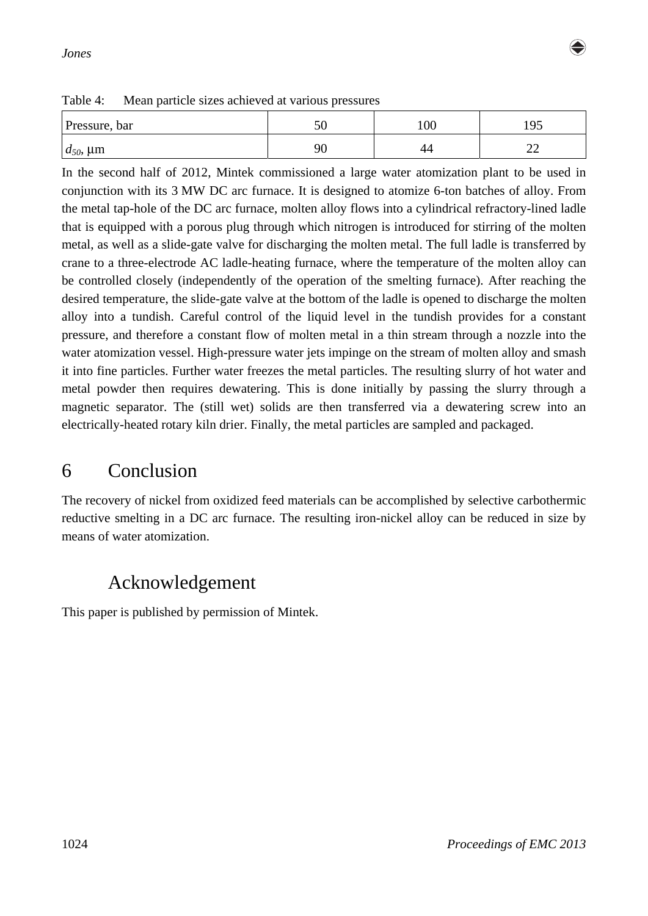Table 4: Mean particle sizes achieved at various pressures

| Pressure, bar | 50 | 100 | 195 |
|---|---|---|---|
| $d_{50}$, μm | 90 | 44 | 22 |

In the second half of 2012, Mintek commissioned a large water atomization plant to be used in conjunction with its 3 MW DC arc furnace. It is designed to atomize 6-ton batches of alloy. From the metal tap-hole of the DC arc furnace, molten alloy flows into a cylindrical refractory-lined ladle that is equipped with a porous plug through which nitrogen is introduced for stirring of the molten metal, as well as a slide-gate valve for discharging the molten metal. The full ladle is transferred by crane to a three-electrode AC ladle-heating furnace, where the temperature of the molten alloy can be controlled closely (independently of the operation of the smelting furnace). After reaching the desired temperature, the slide-gate valve at the bottom of the ladle is opened to discharge the molten alloy into a tundish. Careful control of the liquid level in the tundish provides for a constant pressure, and therefore a constant flow of molten metal in a thin stream through a nozzle into the water atomization vessel. High-pressure water jets impinge on the stream of molten alloy and smash it into fine particles. Further water freezes the metal particles. The resulting slurry of hot water and metal powder then requires dewatering. This is done initially by passing the slurry through a magnetic separator. The (still wet) solids are then transferred via a dewatering screw into an electrically-heated rotary kiln drier. Finally, the metal particles are sampled and packaged.

# 6 Conclusion

The recovery of nickel from oxidized feed materials can be accomplished by selective carbothermic reductive smelting in a DC arc furnace. The resulting iron-nickel alloy can be reduced in size by means of water atomization.

# Acknowledgement

This paper is published by permission of Mintek.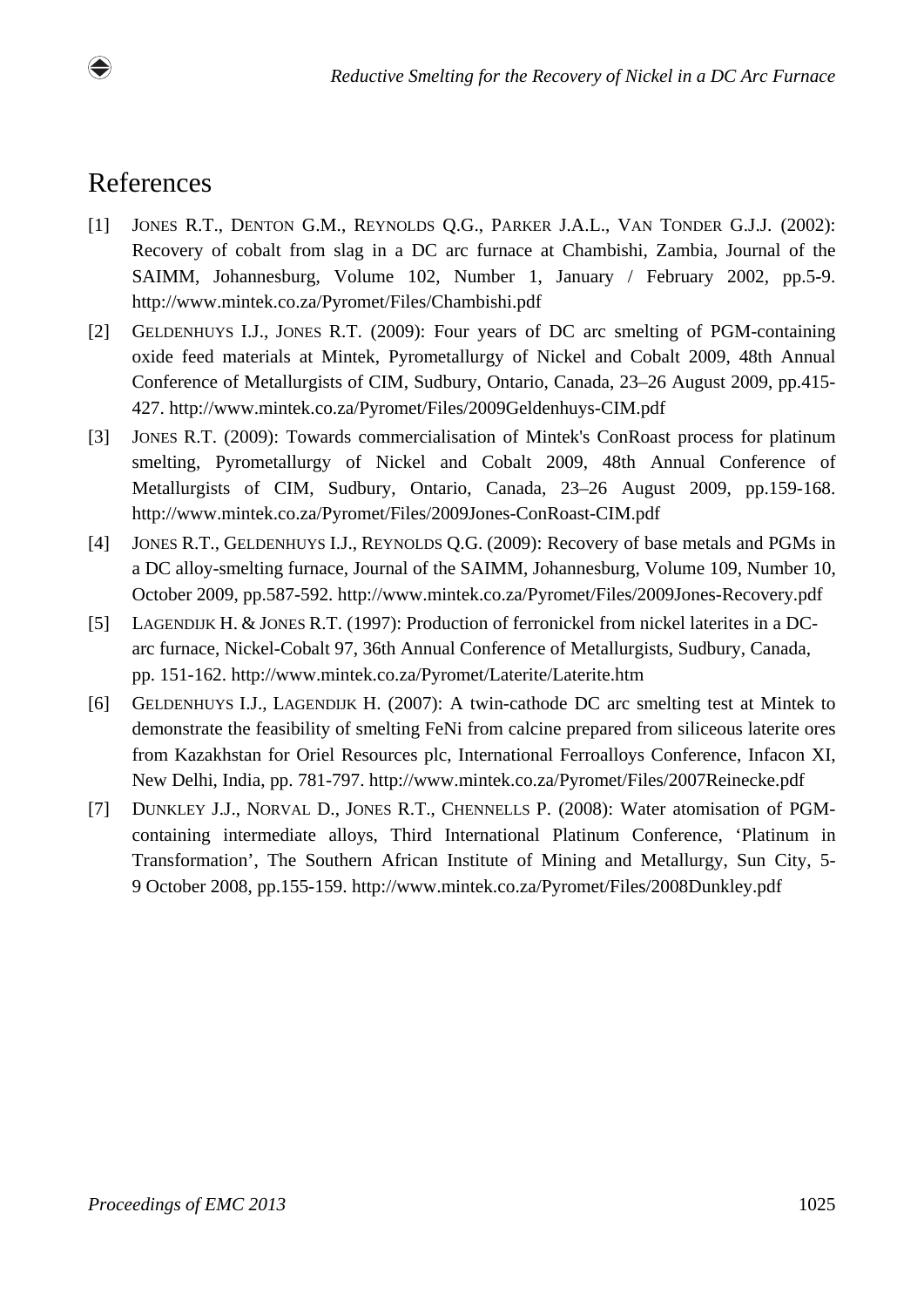# References

[1] JONES R.T., DENTON G.M., REYNOLDS Q.G., PARKER J.A.L., VAN TONDER G.J.J. (2002): Recovery of cobalt from slag in a DC arc furnace at Chambishi, Zambia, Journal of the SAIMM, Johannesburg, Volume 102, Number 1, January / February 2002, pp.5-9. http://www.mintek.co.za/Pyromet/Files/Chambishi.pdf

[2] GELDENHUYS I.J., JONES R.T. (2009): Four years of DC arc smelting of PGM-containing oxide feed materials at Mintek, Pyrometallurgy of Nickel and Cobalt 2009, 48th Annual Conference of Metallurgists of CIM, Sudbury, Ontario, Canada, 23–26 August 2009, pp.415-427. http://www.mintek.co.za/Pyromet/Files/2009Geldenhuys-CIM.pdf

[3] JONES R.T. (2009): Towards commercialisation of Mintek's ConRoast process for platinum smelting, Pyrometallurgy of Nickel and Cobalt 2009, 48th Annual Conference of Metallurgists of CIM, Sudbury, Ontario, Canada, 23–26 August 2009, pp.159-168. http://www.mintek.co.za/Pyromet/Files/2009Jones-ConRoast-CIM.pdf

[4] JONES R.T., GELDENHUYS I.J., REYNOLDS Q.G. (2009): Recovery of base metals and PGMs in a DC alloy-smelting furnace, Journal of the SAIMM, Johannesburg, Volume 109, Number 10, October 2009, pp.587-592. http://www.mintek.co.za/Pyromet/Files/2009Jones-Recovery.pdf

[5] LAGENDIJK H. & JONES R.T. (1997): Production of ferronickel from nickel laterites in a DC-arc furnace, Nickel-Cobalt 97, 36th Annual Conference of Metallurgists, Sudbury, Canada, pp. 151-162. http://www.mintek.co.za/Pyromet/Laterite/Laterite.htm

[6] GELDENHUYS I.J., LAGENDIJK H. (2007): A twin-cathode DC arc smelting test at Mintek to demonstrate the feasibility of smelting FeNi from calcine prepared from siliceous laterite ores from Kazakhstan for Oriel Resources plc, International Ferroalloys Conference, Infacon XI, New Delhi, India, pp. 781-797. http://www.mintek.co.za/Pyromet/Files/2007Reinecke.pdf

[7] DUNKLEY J.J., NORVAL D., JONES R.T., CHENNELLS P. (2008): Water atomisation of PGM-containing intermediate alloys, Third International Platinum Conference, 'Platinum in Transformation', The Southern African Institute of Mining and Metallurgy, Sun City, 5-9 October 2008, pp.155-159. http://www.mintek.co.za/Pyromet/Files/2008Dunkley.pdf